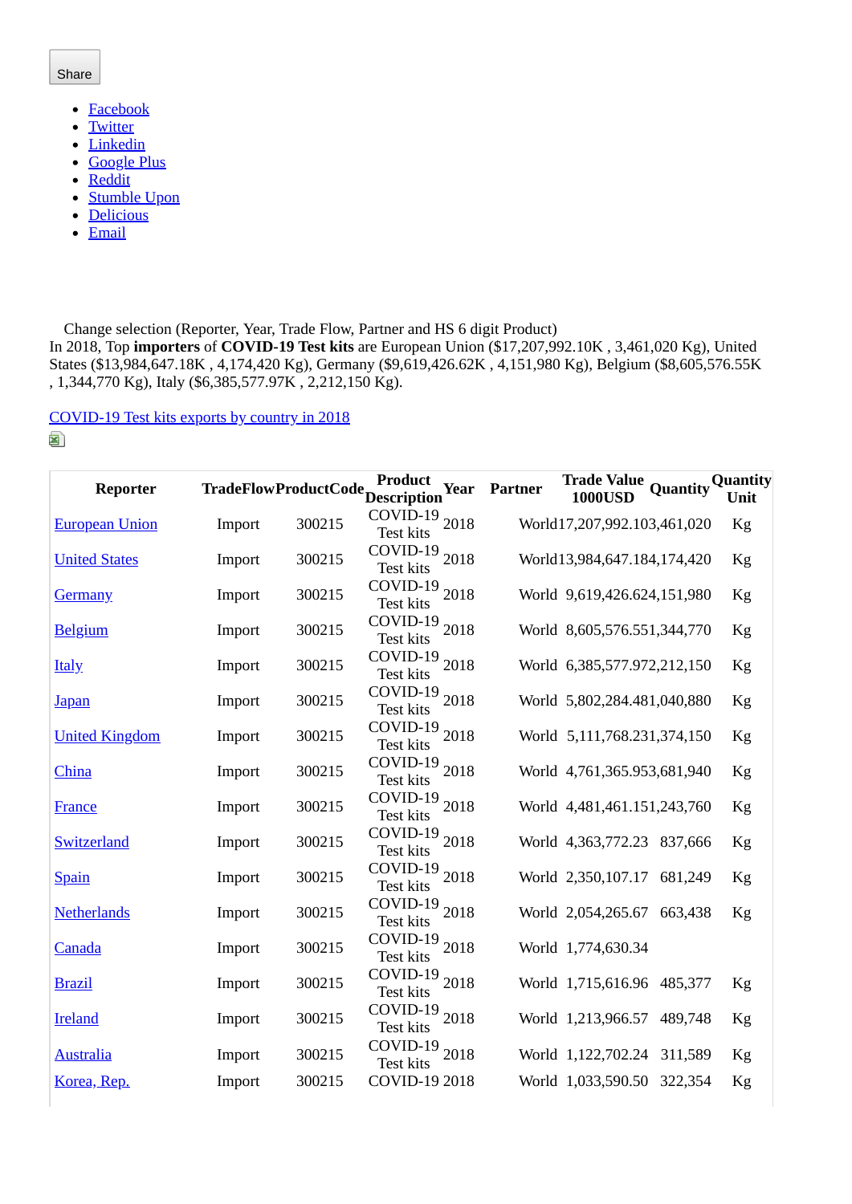Share

- Facebook
- Twitter
- Linkedin
- Google Plus
- Reddit
- Stumble Upon
- Delicious
- Email

Change selection (Reporter, Year, Trade Flow, Partner and HS 6 digit Product)

In 2018, Top **importers** of **COVID-19 Test kits** are European Union ($17,207,992.10K , 3,461,020 Kg), United States ($13,984,647.18K , 4,174,420 Kg), Germany ($9,619,426.62K , 4,151,980 Kg), Belgium ($8,605,576.55K , 1,344,770 Kg), Italy ($6,385,577.97K , 2,212,150 Kg).

COVID-19 Test kits exports by country in 2018

| Reporter | TradeFlow | ProductCode | Product Description | Year | Partner | Trade Value 1000USD | Quantity | Quantity Unit |
|---|---|---|---|---|---|---|---|---|
| European Union | Import | 300215 | COVID-19 Test kits | 2018 | World | 17,207,992.10 | 3,461,020 | Kg |
| United States | Import | 300215 | COVID-19 Test kits | 2018 | World | 13,984,647.18 | 4,174,420 | Kg |
| Germany | Import | 300215 | COVID-19 Test kits | 2018 | World | 9,619,426.62 | 4,151,980 | Kg |
| Belgium | Import | 300215 | COVID-19 Test kits | 2018 | World | 8,605,576.55 | 1,344,770 | Kg |
| Italy | Import | 300215 | COVID-19 Test kits | 2018 | World | 6,385,577.97 | 2,212,150 | Kg |
| Japan | Import | 300215 | COVID-19 Test kits | 2018 | World | 5,802,284.48 | 1,040,880 | Kg |
| United Kingdom | Import | 300215 | COVID-19 Test kits | 2018 | World | 5,111,768.23 | 1,374,150 | Kg |
| China | Import | 300215 | COVID-19 Test kits | 2018 | World | 4,761,365.95 | 3,681,940 | Kg |
| France | Import | 300215 | COVID-19 Test kits | 2018 | World | 4,481,461.15 | 1,243,760 | Kg |
| Switzerland | Import | 300215 | COVID-19 Test kits | 2018 | World | 4,363,772.23 | 837,666 | Kg |
| Spain | Import | 300215 | COVID-19 Test kits | 2018 | World | 2,350,107.17 | 681,249 | Kg |
| Netherlands | Import | 300215 | COVID-19 Test kits | 2018 | World | 2,054,265.67 | 663,438 | Kg |
| Canada | Import | 300215 | COVID-19 Test kits | 2018 | World | 1,774,630.34 | | |
| Brazil | Import | 300215 | COVID-19 Test kits | 2018 | World | 1,715,616.96 | 485,377 | Kg |
| Ireland | Import | 300215 | COVID-19 Test kits | 2018 | World | 1,213,966.57 | 489,748 | Kg |
| Australia | Import | 300215 | COVID-19 Test kits | 2018 | World | 1,122,702.24 | 311,589 | Kg |
| Korea, Rep. | Import | 300215 | COVID-19 | 2018 | World | 1,033,590.50 | 322,354 | Kg |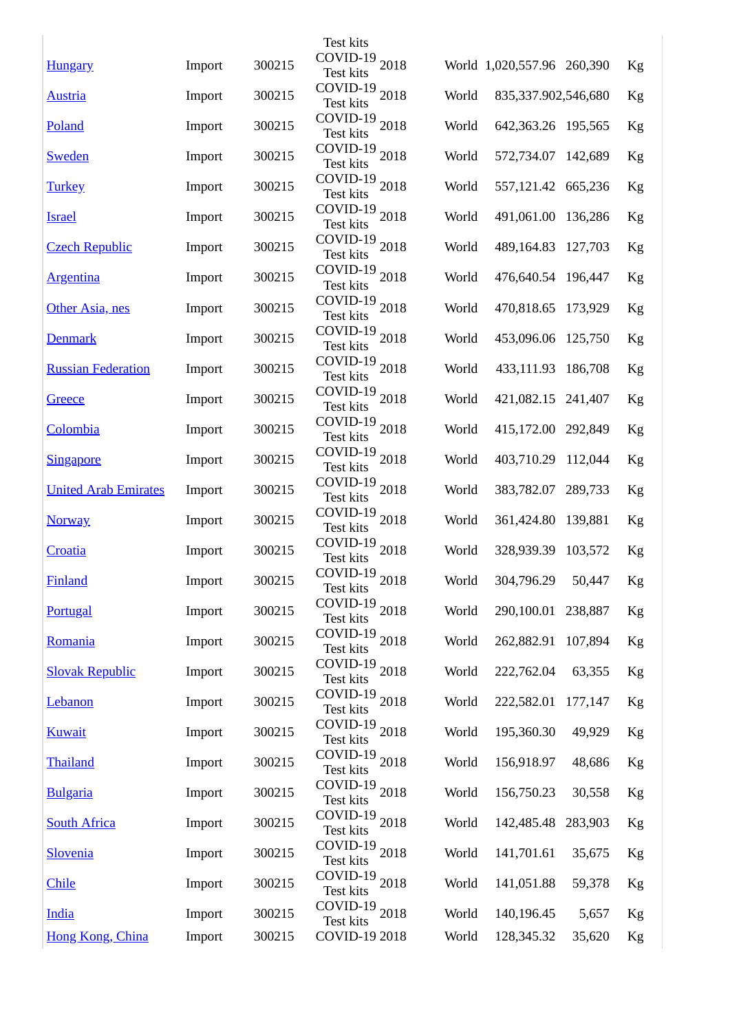| | | | | | | | |
|---|---|---|---|---|---|---|---|
| Hungary | Import | 300215 | Test kits COVID-19 | 2018 | World | 1,020,557.96 | 260,390 | Kg |
| Austria | Import | 300215 | Test kits COVID-19 | 2018 | World | 835,337.90 | 2,546,680 | Kg |
| Poland | Import | 300215 | Test kits COVID-19 | 2018 | World | 642,363.26 | 195,565 | Kg |
| Sweden | Import | 300215 | Test kits COVID-19 | 2018 | World | 572,734.07 | 142,689 | Kg |
| Turkey | Import | 300215 | Test kits COVID-19 | 2018 | World | 557,121.42 | 665,236 | Kg |
| Israel | Import | 300215 | Test kits COVID-19 | 2018 | World | 491,061.00 | 136,286 | Kg |
| Czech Republic | Import | 300215 | Test kits COVID-19 | 2018 | World | 489,164.83 | 127,703 | Kg |
| Argentina | Import | 300215 | Test kits COVID-19 | 2018 | World | 476,640.54 | 196,447 | Kg |
| Other Asia, nes | Import | 300215 | Test kits COVID-19 | 2018 | World | 470,818.65 | 173,929 | Kg |
| Denmark | Import | 300215 | Test kits COVID-19 | 2018 | World | 453,096.06 | 125,750 | Kg |
| Russian Federation | Import | 300215 | Test kits COVID-19 | 2018 | World | 433,111.93 | 186,708 | Kg |
| Greece | Import | 300215 | Test kits COVID-19 | 2018 | World | 421,082.15 | 241,407 | Kg |
| Colombia | Import | 300215 | Test kits COVID-19 | 2018 | World | 415,172.00 | 292,849 | Kg |
| Singapore | Import | 300215 | Test kits COVID-19 | 2018 | World | 403,710.29 | 112,044 | Kg |
| United Arab Emirates | Import | 300215 | Test kits COVID-19 | 2018 | World | 383,782.07 | 289,733 | Kg |
| Norway | Import | 300215 | Test kits COVID-19 | 2018 | World | 361,424.80 | 139,881 | Kg |
| Croatia | Import | 300215 | Test kits COVID-19 | 2018 | World | 328,939.39 | 103,572 | Kg |
| Finland | Import | 300215 | Test kits COVID-19 | 2018 | World | 304,796.29 | 50,447 | Kg |
| Portugal | Import | 300215 | Test kits COVID-19 | 2018 | World | 290,100.01 | 238,887 | Kg |
| Romania | Import | 300215 | Test kits COVID-19 | 2018 | World | 262,882.91 | 107,894 | Kg |
| Slovak Republic | Import | 300215 | Test kits COVID-19 | 2018 | World | 222,762.04 | 63,355 | Kg |
| Lebanon | Import | 300215 | Test kits COVID-19 | 2018 | World | 222,582.01 | 177,147 | Kg |
| Kuwait | Import | 300215 | Test kits COVID-19 | 2018 | World | 195,360.30 | 49,929 | Kg |
| Thailand | Import | 300215 | Test kits COVID-19 | 2018 | World | 156,918.97 | 48,686 | Kg |
| Bulgaria | Import | 300215 | Test kits COVID-19 | 2018 | World | 156,750.23 | 30,558 | Kg |
| South Africa | Import | 300215 | Test kits COVID-19 | 2018 | World | 142,485.48 | 283,903 | Kg |
| Slovenia | Import | 300215 | Test kits COVID-19 | 2018 | World | 141,701.61 | 35,675 | Kg |
| Chile | Import | 300215 | Test kits COVID-19 | 2018 | World | 141,051.88 | 59,378 | Kg |
| India | Import | 300215 | Test kits COVID-19 | 2018 | World | 140,196.45 | 5,657 | Kg |
| Hong Kong, China | Import | 300215 | Test kits COVID-19 | 2018 | World | 128,345.32 | 35,620 | Kg |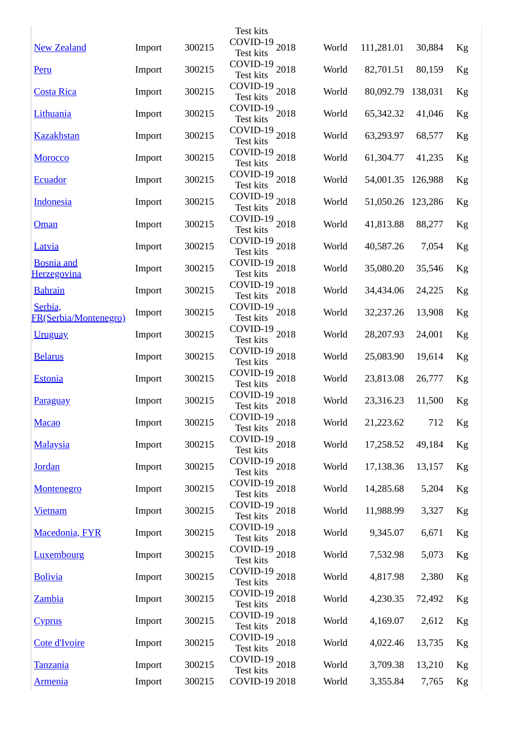| | | | | | | | | |
|---|---|---|---|---|---|---|---|---|
| New Zealand | Import | 300215 | COVID-19 Test kits | 2018 | World | 111,281.01 | 30,884 | Kg |
| Peru | Import | 300215 | COVID-19 Test kits | 2018 | World | 82,701.51 | 80,159 | Kg |
| Costa Rica | Import | 300215 | COVID-19 Test kits | 2018 | World | 80,092.79 | 138,031 | Kg |
| Lithuania | Import | 300215 | COVID-19 Test kits | 2018 | World | 65,342.32 | 41,046 | Kg |
| Kazakhstan | Import | 300215 | COVID-19 Test kits | 2018 | World | 63,293.97 | 68,577 | Kg |
| Morocco | Import | 300215 | COVID-19 Test kits | 2018 | World | 61,304.77 | 41,235 | Kg |
| Ecuador | Import | 300215 | COVID-19 Test kits | 2018 | World | 54,001.35 | 126,988 | Kg |
| Indonesia | Import | 300215 | COVID-19 Test kits | 2018 | World | 51,050.26 | 123,286 | Kg |
| Oman | Import | 300215 | COVID-19 Test kits | 2018 | World | 41,813.88 | 88,277 | Kg |
| Latvia | Import | 300215 | COVID-19 Test kits | 2018 | World | 40,587.26 | 7,054 | Kg |
| Bosnia and Herzegovina | Import | 300215 | COVID-19 Test kits | 2018 | World | 35,080.20 | 35,546 | Kg |
| Bahrain | Import | 300215 | COVID-19 Test kits | 2018 | World | 34,434.06 | 24,225 | Kg |
| Serbia, FR(Serbia/Montenegro) | Import | 300215 | COVID-19 Test kits | 2018 | World | 32,237.26 | 13,908 | Kg |
| Uruguay | Import | 300215 | COVID-19 Test kits | 2018 | World | 28,207.93 | 24,001 | Kg |
| Belarus | Import | 300215 | COVID-19 Test kits | 2018 | World | 25,083.90 | 19,614 | Kg |
| Estonia | Import | 300215 | COVID-19 Test kits | 2018 | World | 23,813.08 | 26,777 | Kg |
| Paraguay | Import | 300215 | COVID-19 Test kits | 2018 | World | 23,316.23 | 11,500 | Kg |
| Macao | Import | 300215 | COVID-19 Test kits | 2018 | World | 21,223.62 | 712 | Kg |
| Malaysia | Import | 300215 | COVID-19 Test kits | 2018 | World | 17,258.52 | 49,184 | Kg |
| Jordan | Import | 300215 | COVID-19 Test kits | 2018 | World | 17,138.36 | 13,157 | Kg |
| Montenegro | Import | 300215 | COVID-19 Test kits | 2018 | World | 14,285.68 | 5,204 | Kg |
| Vietnam | Import | 300215 | COVID-19 Test kits | 2018 | World | 11,988.99 | 3,327 | Kg |
| Macedonia, FYR | Import | 300215 | COVID-19 Test kits | 2018 | World | 9,345.07 | 6,671 | Kg |
| Luxembourg | Import | 300215 | COVID-19 Test kits | 2018 | World | 7,532.98 | 5,073 | Kg |
| Bolivia | Import | 300215 | COVID-19 Test kits | 2018 | World | 4,817.98 | 2,380 | Kg |
| Zambia | Import | 300215 | COVID-19 Test kits | 2018 | World | 4,230.35 | 72,492 | Kg |
| Cyprus | Import | 300215 | COVID-19 Test kits | 2018 | World | 4,169.07 | 2,612 | Kg |
| Cote d'Ivoire | Import | 300215 | COVID-19 Test kits | 2018 | World | 4,022.46 | 13,735 | Kg |
| Tanzania | Import | 300215 | COVID-19 Test kits | 2018 | World | 3,709.38 | 13,210 | Kg |
| Armenia | Import | 300215 | COVID-19 | 2018 | World | 3,355.84 | 7,765 | Kg |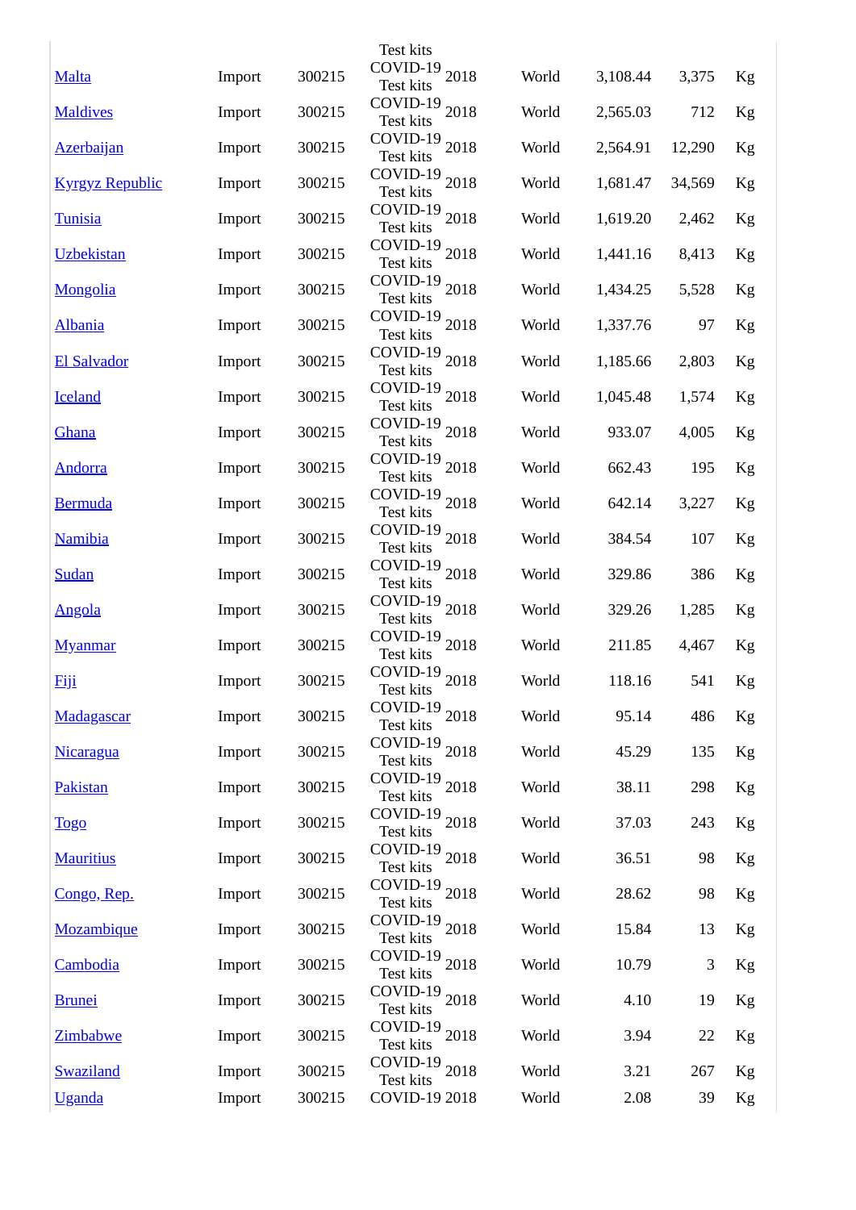| | | | | | | | | |
|---|---|---|---|---|---|---|---|---|
| Malta | Import | 300215 | Test kits COVID-19 | 2018 | World | 3,108.44 | 3,375 | Kg |
| Maldives | Import | 300215 | Test kits COVID-19 | 2018 | World | 2,565.03 | 712 | Kg |
| Azerbaijan | Import | 300215 | Test kits COVID-19 | 2018 | World | 2,564.91 | 12,290 | Kg |
| Kyrgyz Republic | Import | 300215 | Test kits COVID-19 | 2018 | World | 1,681.47 | 34,569 | Kg |
| Tunisia | Import | 300215 | Test kits COVID-19 | 2018 | World | 1,619.20 | 2,462 | Kg |
| Uzbekistan | Import | 300215 | Test kits COVID-19 | 2018 | World | 1,441.16 | 8,413 | Kg |
| Mongolia | Import | 300215 | Test kits COVID-19 | 2018 | World | 1,434.25 | 5,528 | Kg |
| Albania | Import | 300215 | Test kits COVID-19 | 2018 | World | 1,337.76 | 97 | Kg |
| El Salvador | Import | 300215 | Test kits COVID-19 | 2018 | World | 1,185.66 | 2,803 | Kg |
| Iceland | Import | 300215 | Test kits COVID-19 | 2018 | World | 1,045.48 | 1,574 | Kg |
| Ghana | Import | 300215 | Test kits COVID-19 | 2018 | World | 933.07 | 4,005 | Kg |
| Andorra | Import | 300215 | Test kits COVID-19 | 2018 | World | 662.43 | 195 | Kg |
| Bermuda | Import | 300215 | Test kits COVID-19 | 2018 | World | 642.14 | 3,227 | Kg |
| Namibia | Import | 300215 | Test kits COVID-19 | 2018 | World | 384.54 | 107 | Kg |
| Sudan | Import | 300215 | Test kits COVID-19 | 2018 | World | 329.86 | 386 | Kg |
| Angola | Import | 300215 | Test kits COVID-19 | 2018 | World | 329.26 | 1,285 | Kg |
| Myanmar | Import | 300215 | Test kits COVID-19 | 2018 | World | 211.85 | 4,467 | Kg |
| Fiji | Import | 300215 | Test kits COVID-19 | 2018 | World | 118.16 | 541 | Kg |
| Madagascar | Import | 300215 | Test kits COVID-19 | 2018 | World | 95.14 | 486 | Kg |
| Nicaragua | Import | 300215 | Test kits COVID-19 | 2018 | World | 45.29 | 135 | Kg |
| Pakistan | Import | 300215 | Test kits COVID-19 | 2018 | World | 38.11 | 298 | Kg |
| Togo | Import | 300215 | Test kits COVID-19 | 2018 | World | 37.03 | 243 | Kg |
| Mauritius | Import | 300215 | Test kits COVID-19 | 2018 | World | 36.51 | 98 | Kg |
| Congo, Rep. | Import | 300215 | Test kits COVID-19 | 2018 | World | 28.62 | 98 | Kg |
| Mozambique | Import | 300215 | Test kits COVID-19 | 2018 | World | 15.84 | 13 | Kg |
| Cambodia | Import | 300215 | Test kits COVID-19 | 2018 | World | 10.79 | 3 | Kg |
| Brunei | Import | 300215 | Test kits COVID-19 | 2018 | World | 4.10 | 19 | Kg |
| Zimbabwe | Import | 300215 | Test kits COVID-19 | 2018 | World | 3.94 | 22 | Kg |
| Swaziland | Import | 300215 | Test kits COVID-19 | 2018 | World | 3.21 | 267 | Kg |
| Uganda | Import | 300215 | Test kits COVID-19 | 2018 | World | 2.08 | 39 | Kg |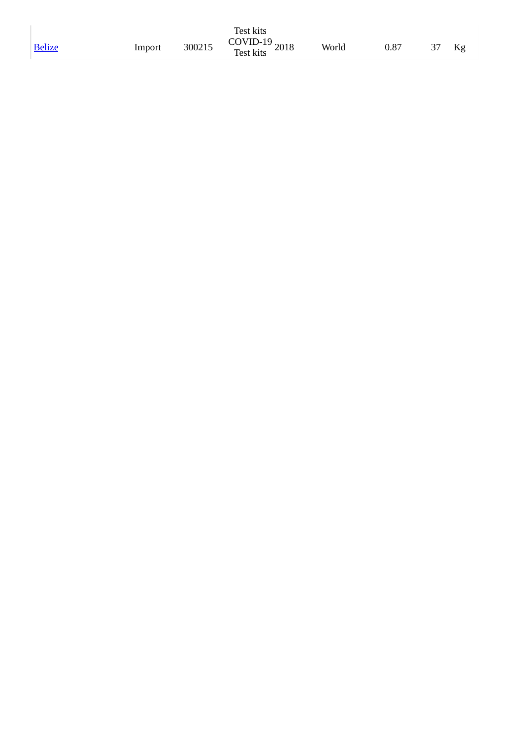| | | | | | | | | |
|---|---|---|---|---|---|---|---|---|
| Belize | Import | 300215 | Test kits COVID-19 Test kits | 2018 | World | 0.87 | 37 | Kg |